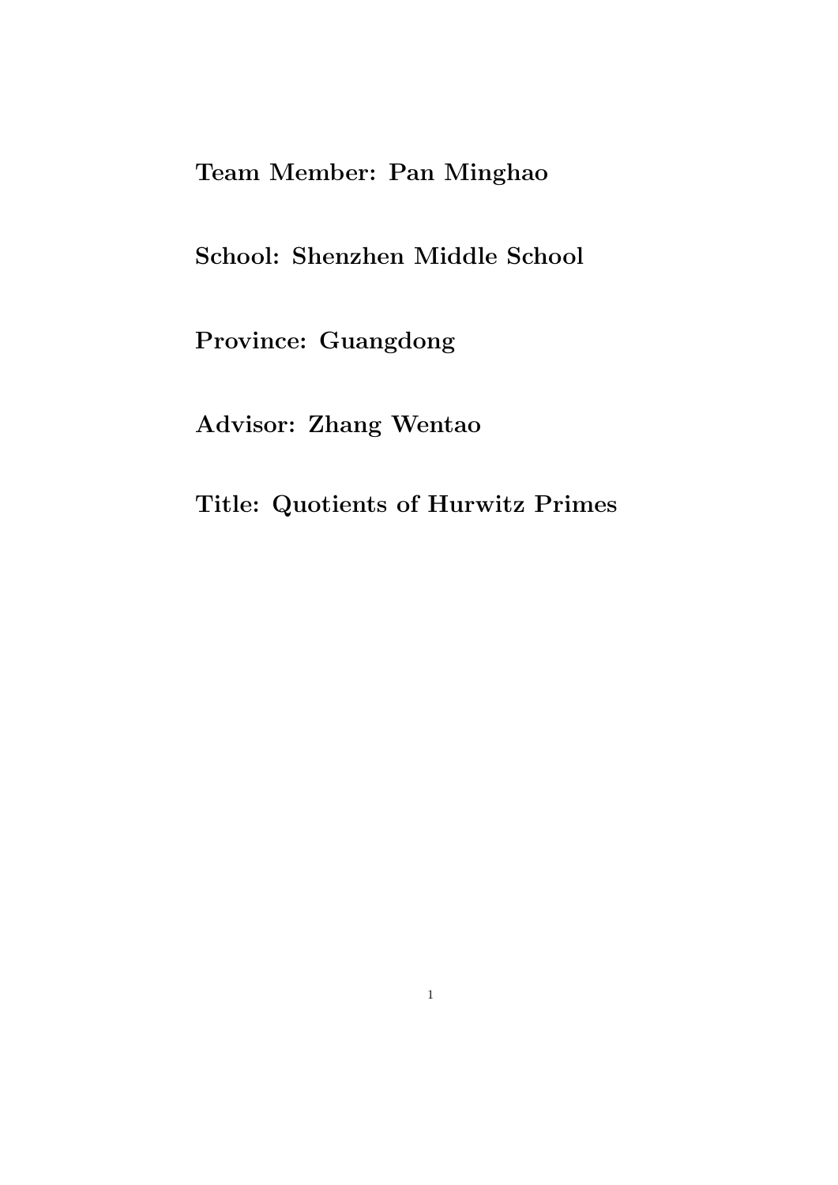**Team Member: Pan Minghao**

**School: Shenzhen Middle School**

**Province: Guangdong**

**Advisor: Zhang Wentao**

**Title: Quotients of Hurwitz Primes**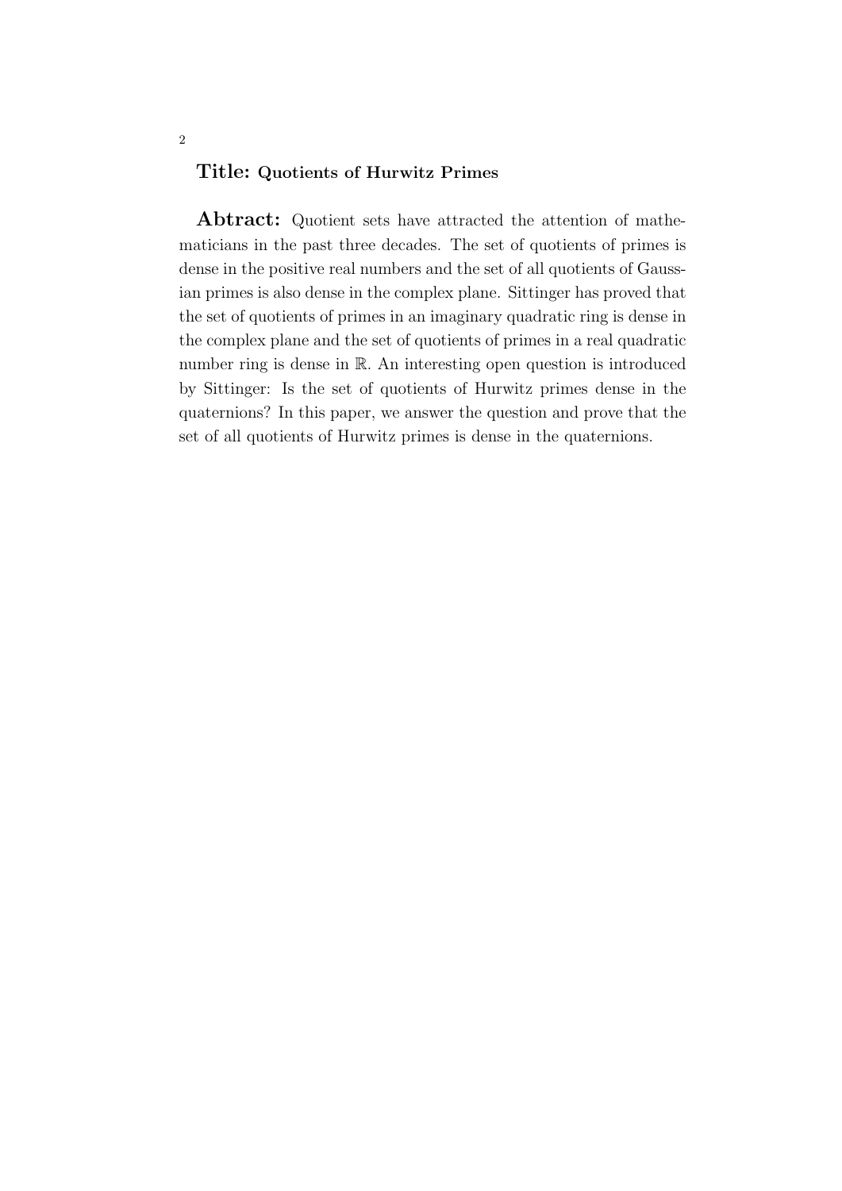**Title: Quotients of Hurwitz Primes**

**Abtract:** Quotient sets have attracted the attention of mathematicians in the past three decades. The set of quotients of primes is dense in the positive real numbers and the set of all quotients of Gaussian primes is also dense in the complex plane. Sittinger has proved that the set of quotients of primes in an imaginary quadratic ring is dense in the complex plane and the set of quotients of primes in a real quadratic number ring is dense in $\mathbb{R}$. An interesting open question is introduced by Sittinger: Is the set of quotients of Hurwitz primes dense in the quaternions? In this paper, we answer the question and prove that the set of all quotients of Hurwitz primes is dense in the quaternions.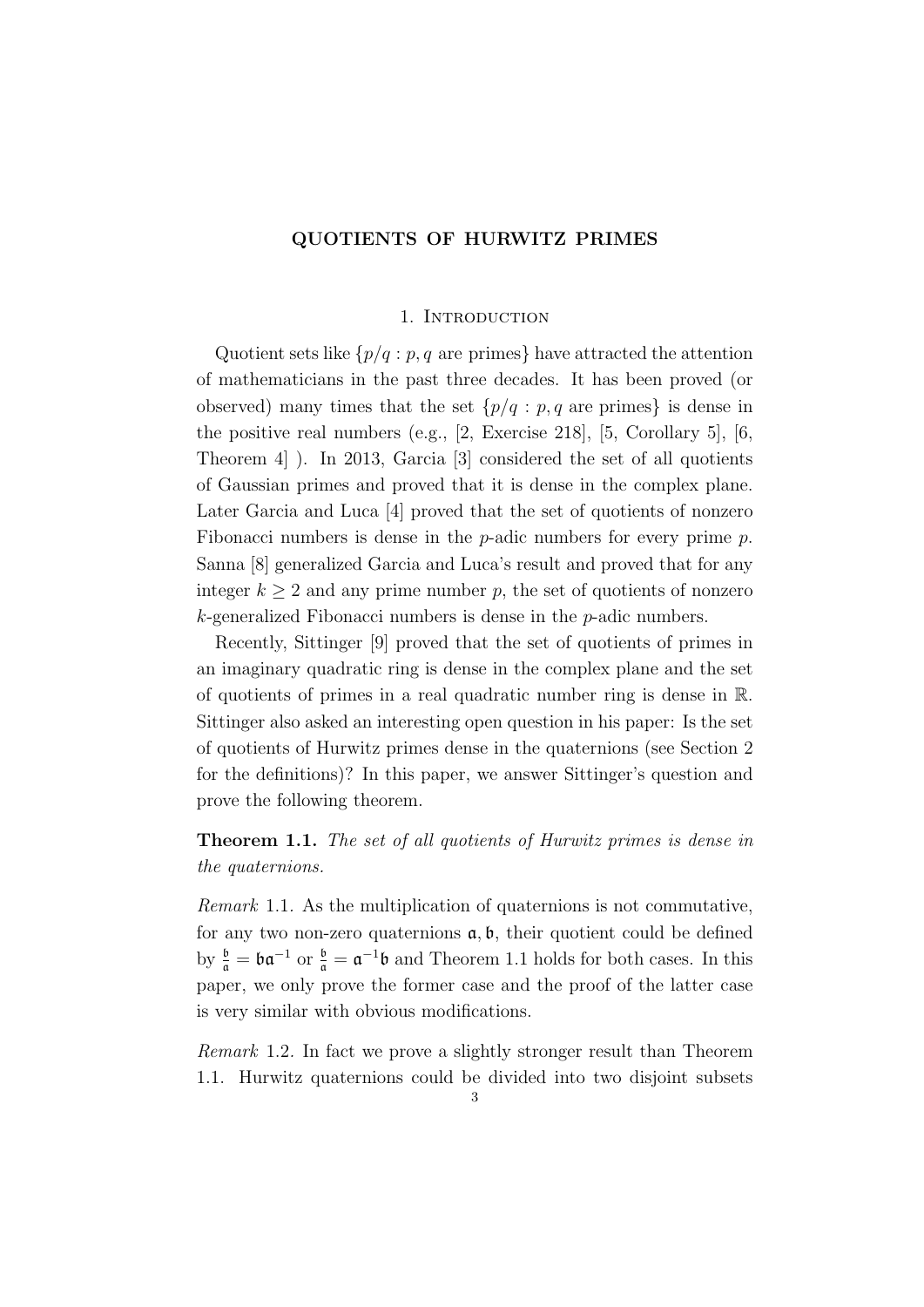# QUOTIENTS OF HURWITZ PRIMES

## 1. Introduction

Quotient sets like $\{p/q : p, q \text{ are primes}\}$ have attracted the attention of mathematicians in the past three decades. It has been proved (or observed) many times that the set $\{p/q : p, q \text{ are primes}\}$ is dense in the positive real numbers (e.g., [2, Exercise 218], [5, Corollary 5], [6, Theorem 4] ). In 2013, Garcia [3] considered the set of all quotients of Gaussian primes and proved that it is dense in the complex plane. Later Garcia and Luca [4] proved that the set of quotients of nonzero Fibonacci numbers is dense in the $p$-adic numbers for every prime $p$. Sanna [8] generalized Garcia and Luca's result and proved that for any integer $k \geq 2$ and any prime number $p$, the set of quotients of nonzero $k$-generalized Fibonacci numbers is dense in the $p$-adic numbers.

Recently, Sittinger [9] proved that the set of quotients of primes in an imaginary quadratic ring is dense in the complex plane and the set of quotients of primes in a real quadratic number ring is dense in $\mathbb{R}$. Sittinger also asked an interesting open question in his paper: Is the set of quotients of Hurwitz primes dense in the quaternions (see Section 2 for the definitions)? In this paper, we answer Sittinger's question and prove the following theorem.

**Theorem 1.1.** *The set of all quotients of Hurwitz primes is dense in the quaternions.*

*Remark* 1.1. As the multiplication of quaternions is not commutative, for any two non-zero quaternions $\mathfrak{a}, \mathfrak{b}$, their quotient could be defined by $\frac{\mathfrak{b}}{\mathfrak{a}} = \mathfrak{b}\mathfrak{a}^{-1}$ or $\frac{\mathfrak{b}}{\mathfrak{a}} = \mathfrak{a}^{-1}\mathfrak{b}$ and Theorem 1.1 holds for both cases. In this paper, we only prove the former case and the proof of the latter case is very similar with obvious modifications.

*Remark* 1.2. In fact we prove a slightly stronger result than Theorem 1.1. Hurwitz quaternions could be divided into two disjoint subsets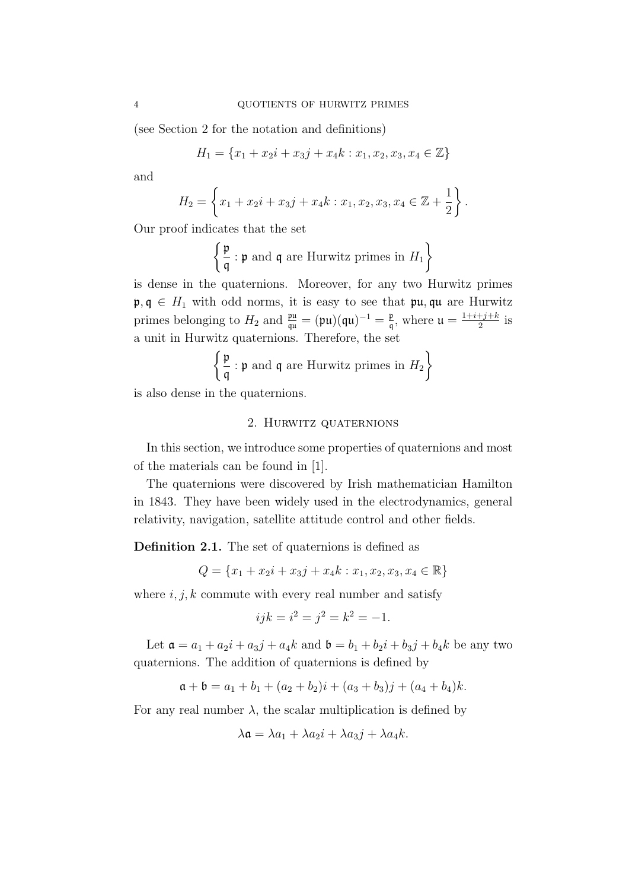(see Section 2 for the notation and definitions)

$$H_1 = \{x_1 + x_2 i + x_3 j + x_4 k : x_1, x_2, x_3, x_4 \in \mathbb{Z}\}$$

and

$$H_2 = \left\{x_1 + x_2 i + x_3 j + x_4 k : x_1, x_2, x_3, x_4 \in \mathbb{Z} + \frac{1}{2}\right\}.$$

Our proof indicates that the set

$$\left\{\frac{\mathfrak{p}}{\mathfrak{q}} : \mathfrak{p} \text{ and } \mathfrak{q} \text{ are Hurwitz primes in } H_1\right\}$$

is dense in the quaternions. Moreover, for any two Hurwitz primes $\mathfrak{p}, \mathfrak{q} \in H_1$ with odd norms, it is easy to see that $\mathfrak{p}\mathfrak{u}, \mathfrak{q}\mathfrak{u}$ are Hurwitz primes belonging to $H_2$ and $\frac{\mathfrak{p}\mathfrak{u}}{\mathfrak{q}\mathfrak{u}} = (\mathfrak{p}\mathfrak{u})(\mathfrak{q}\mathfrak{u})^{-1} = \frac{\mathfrak{p}}{\mathfrak{q}}$, where $\mathfrak{u} = \frac{1+i+j+k}{2}$ is a unit in Hurwitz quaternions. Therefore, the set

$$\left\{\frac{\mathfrak{p}}{\mathfrak{q}} : \mathfrak{p} \text{ and } \mathfrak{q} \text{ are Hurwitz primes in } H_2\right\}$$

is also dense in the quaternions.

## 2. Hurwitz quaternions

In this section, we introduce some properties of quaternions and most of the materials can be found in [1].

The quaternions were discovered by Irish mathematician Hamilton in 1843. They have been widely used in the electrodynamics, general relativity, navigation, satellite attitude control and other fields.

**Definition 2.1.** The set of quaternions is defined as

$$Q = \{x_1 + x_2 i + x_3 j + x_4 k : x_1, x_2, x_3, x_4 \in \mathbb{R}\}$$

where $i, j, k$ commute with every real number and satisfy

$$ijk = i^2 = j^2 = k^2 = -1.$$

Let $\mathfrak{a} = a_1 + a_2 i + a_3 j + a_4 k$ and $\mathfrak{b} = b_1 + b_2 i + b_3 j + b_4 k$ be any two quaternions. The addition of quaternions is defined by

$$\mathfrak{a} + \mathfrak{b} = a_1 + b_1 + (a_2 + b_2)i + (a_3 + b_3)j + (a_4 + b_4)k.$$

For any real number $\lambda$, the scalar multiplication is defined by

$$\lambda\mathfrak{a} = \lambda a_1 + \lambda a_2 i + \lambda a_3 j + \lambda a_4 k.$$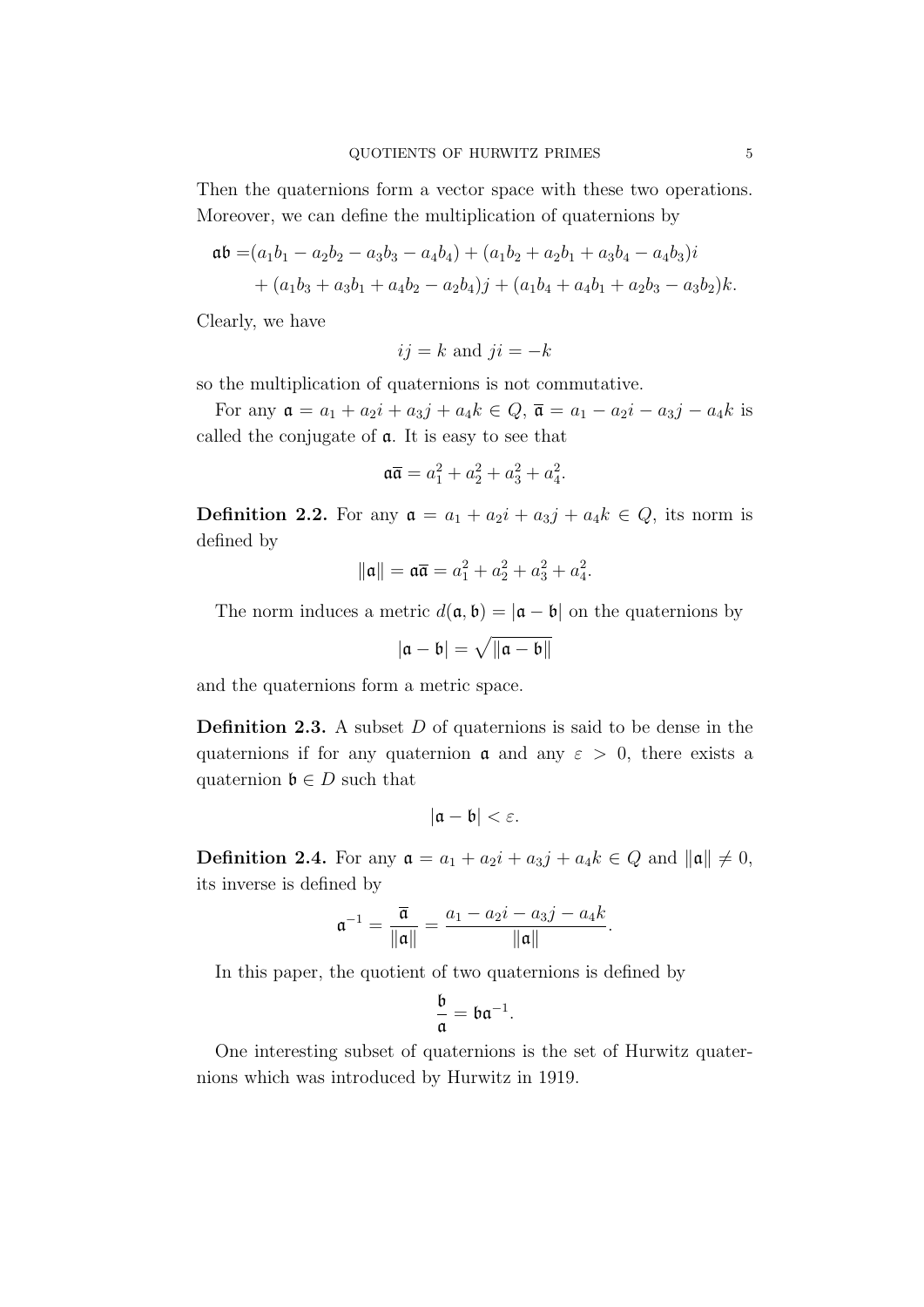Then the quaternions form a vector space with these two operations. Moreover, we can define the multiplication of quaternions by

$$
\begin{aligned}
\mathfrak{a}\mathfrak{b} =&(a_1b_1 - a_2b_2 - a_3b_3 - a_4b_4) + (a_1b_2 + a_2b_1 + a_3b_4 - a_4b_3)i \\
&+ (a_1b_3 + a_3b_1 + a_4b_2 - a_2b_4)j + (a_1b_4 + a_4b_1 + a_2b_3 - a_3b_2)k.
\end{aligned}
$$

Clearly, we have

$$
ij = k \text{ and } ji = -k
$$

so the multiplication of quaternions is not commutative.

For any $\mathfrak{a} = a_1 + a_2i + a_3j + a_4k \in Q$, $\overline{\mathfrak{a}} = a_1 - a_2i - a_3j - a_4k$ is called the conjugate of $\mathfrak{a}$. It is easy to see that

$$
\mathfrak{a}\overline{\mathfrak{a}} = a_1^2 + a_2^2 + a_3^2 + a_4^2.
$$

**Definition 2.2.** For any $\mathfrak{a} = a_1 + a_2i + a_3j + a_4k \in Q$, its norm is defined by

$$
\|\mathfrak{a}\| = \mathfrak{a}\overline{\mathfrak{a}} = a_1^2 + a_2^2 + a_3^2 + a_4^2.
$$

The norm induces a metric $d(\mathfrak{a}, \mathfrak{b}) = |\mathfrak{a} - \mathfrak{b}|$ on the quaternions by

$$
|\mathfrak{a} - \mathfrak{b}| = \sqrt{\|\mathfrak{a} - \mathfrak{b}\|}
$$

and the quaternions form a metric space.

**Definition 2.3.** A subset $D$ of quaternions is said to be dense in the quaternions if for any quaternion $\mathfrak{a}$ and any $\varepsilon > 0$, there exists a quaternion $\mathfrak{b} \in D$ such that

$$
|\mathfrak{a} - \mathfrak{b}| < \varepsilon.
$$

**Definition 2.4.** For any $\mathfrak{a} = a_1 + a_2i + a_3j + a_4k \in Q$ and $\|\mathfrak{a}\| \neq 0$, its inverse is defined by

$$
\mathfrak{a}^{-1} = \frac{\overline{\mathfrak{a}}}{\|\mathfrak{a}\|} = \frac{a_1 - a_2i - a_3j - a_4k}{\|\mathfrak{a}\|}.
$$

In this paper, the quotient of two quaternions is defined by

$$
\frac{\mathfrak{b}}{\mathfrak{a}} = \mathfrak{b}\mathfrak{a}^{-1}.
$$

One interesting subset of quaternions is the set of Hurwitz quaternions which was introduced by Hurwitz in 1919.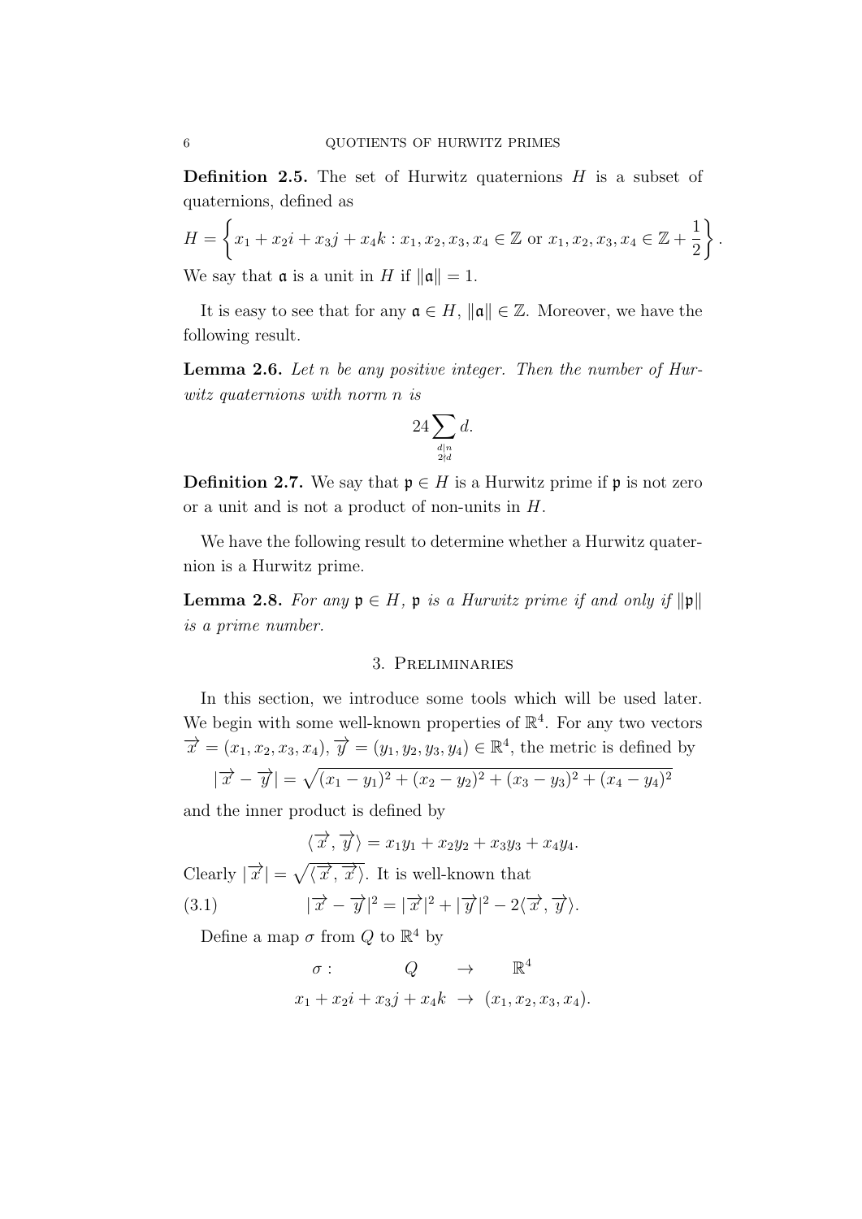**Definition 2.5.** The set of Hurwitz quaternions $H$ is a subset of quaternions, defined as

$$H = \left\{ x_1 + x_2 i + x_3 j + x_4 k : x_1, x_2, x_3, x_4 \in \mathbb{Z} \text{ or } x_1, x_2, x_3, x_4 \in \mathbb{Z} + \frac{1}{2} \right\}.$$

We say that $\mathfrak{a}$ is a unit in $H$ if $\|\mathfrak{a}\| = 1$.

It is easy to see that for any $\mathfrak{a} \in H$, $\|\mathfrak{a}\| \in \mathbb{Z}$. Moreover, we have the following result.

**Lemma 2.6.** *Let $n$ be any positive integer. Then the number of Hurwitz quaternions with norm $n$ is*

$$24 \sum_{\substack{d \mid n \\ 2 \nmid d}} d.$$

**Definition 2.7.** We say that $\mathfrak{p} \in H$ is a Hurwitz prime if $\mathfrak{p}$ is not zero or a unit and is not a product of non-units in $H$.

We have the following result to determine whether a Hurwitz quaternion is a Hurwitz prime.

**Lemma 2.8.** *For any $\mathfrak{p} \in H$, $\mathfrak{p}$ is a Hurwitz prime if and only if $\|\mathfrak{p}\|$ is a prime number.*

## 3. Preliminaries

In this section, we introduce some tools which will be used later. We begin with some well-known properties of $\mathbb{R}^4$. For any two vectors $\overrightarrow{x} = (x_1, x_2, x_3, x_4)$, $\overrightarrow{y} = (y_1, y_2, y_3, y_4) \in \mathbb{R}^4$, the metric is defined by

$$|\overrightarrow{x} - \overrightarrow{y}| = \sqrt{(x_1 - y_1)^2 + (x_2 - y_2)^2 + (x_3 - y_3)^2 + (x_4 - y_4)^2}$$

and the inner product is defined by

$$\langle \overrightarrow{x}, \overrightarrow{y} \rangle = x_1 y_1 + x_2 y_2 + x_3 y_3 + x_4 y_4.$$

Clearly $|\overrightarrow{x}| = \sqrt{\langle \overrightarrow{x}, \overrightarrow{x} \rangle}$. It is well-known that

$$|\overrightarrow{x} - \overrightarrow{y}|^2 = |\overrightarrow{x}|^2 + |\overrightarrow{y}|^2 - 2\langle \overrightarrow{x}, \overrightarrow{y} \rangle. \tag{3.1}$$

Define a map $\sigma$ from $Q$ to $\mathbb{R}^4$ by

$$\begin{array}{rcl} \sigma : \quad Q & \rightarrow & \mathbb{R}^4 \\ x_1 + x_2 i + x_3 j + x_4 k & \rightarrow & (x_1, x_2, x_3, x_4). \end{array}$$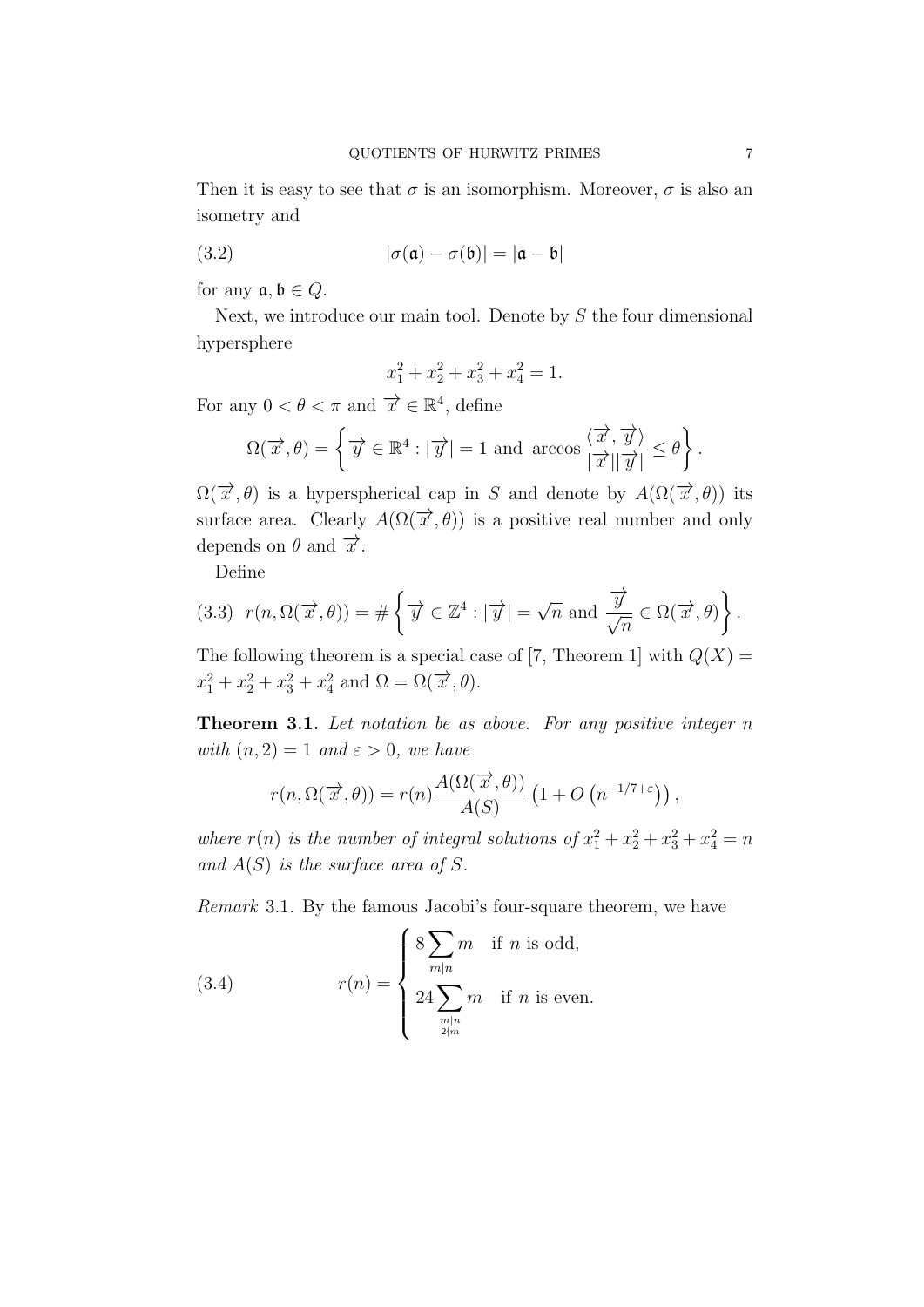Then it is easy to see that $\sigma$ is an isomorphism. Moreover, $\sigma$ is also an isometry and

$$|\sigma(\mathfrak{a}) - \sigma(\mathfrak{b})| = |\mathfrak{a} - \mathfrak{b}| \tag{3.2}$$

for any $\mathfrak{a}, \mathfrak{b} \in Q$.

Next, we introduce our main tool. Denote by $S$ the four dimensional hypersphere

$$x_1^2 + x_2^2 + x_3^2 + x_4^2 = 1.$$

For any $0 < \theta < \pi$ and $\overrightarrow{x} \in \mathbb{R}^4$, define

$$\Omega(\overrightarrow{x}, \theta) = \left\{ \overrightarrow{y} \in \mathbb{R}^4 : |\overrightarrow{y}| = 1 \text{ and } \arccos \frac{\langle \overrightarrow{x}, \overrightarrow{y} \rangle}{|\overrightarrow{x}||\overrightarrow{y}|} \leq \theta \right\}.$$

$\Omega(\overrightarrow{x}, \theta)$ is a hyperspherical cap in $S$ and denote by $A(\Omega(\overrightarrow{x}, \theta))$ its surface area. Clearly $A(\Omega(\overrightarrow{x}, \theta))$ is a positive real number and only depends on $\theta$ and $\overrightarrow{x}$.

Define

$$r(n, \Omega(\overrightarrow{x}, \theta)) = \# \left\{ \overrightarrow{y} \in \mathbb{Z}^4 : |\overrightarrow{y}| = \sqrt{n} \text{ and } \frac{\overrightarrow{y}}{\sqrt{n}} \in \Omega(\overrightarrow{x}, \theta) \right\}. \tag{3.3}$$

The following theorem is a special case of [7, Theorem 1] with $Q(X) = x_1^2 + x_2^2 + x_3^2 + x_4^2$ and $\Omega = \Omega(\overrightarrow{x}, \theta)$.

**Theorem 3.1.** *Let notation be as above. For any positive integer $n$ with $(n, 2) = 1$ and $\varepsilon > 0$, we have*

$$r(n, \Omega(\overrightarrow{x}, \theta)) = r(n) \frac{A(\Omega(\overrightarrow{x}, \theta))}{A(S)} \left(1 + O\left(n^{-1/7+\varepsilon}\right)\right),$$

*where $r(n)$ is the number of integral solutions of $x_1^2 + x_2^2 + x_3^2 + x_4^2 = n$ and $A(S)$ is the surface area of $S$.*

*Remark* 3.1. By the famous Jacobi's four-square theorem, we have

$$r(n) = \begin{cases} 8 \sum\limits_{m \mid n} m & \text{if } n \text{ is odd,} \\ 24 \sum\limits_{\substack{m \mid n \\ 2 \nmid m}} m & \text{if } n \text{ is even.} \end{cases} \tag{3.4}$$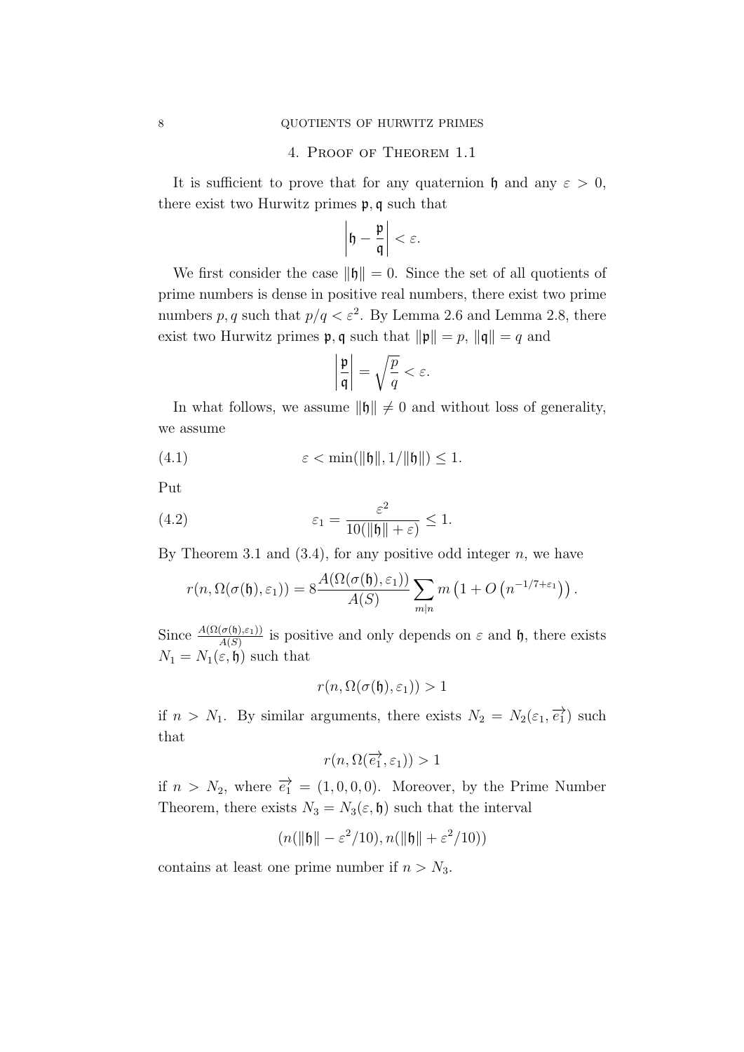## 4. Proof of Theorem 1.1

It is sufficient to prove that for any quaternion $\mathfrak{h}$ and any $\varepsilon > 0$, there exist two Hurwitz primes $\mathfrak{p}, \mathfrak{q}$ such that

$$\left| \mathfrak{h} - \frac{\mathfrak{p}}{\mathfrak{q}} \right| < \varepsilon.$$

We first consider the case $\|\mathfrak{h}\| = 0$. Since the set of all quotients of prime numbers is dense in positive real numbers, there exist two prime numbers $p, q$ such that $p/q < \varepsilon^2$. By Lemma 2.6 and Lemma 2.8, there exist two Hurwitz primes $\mathfrak{p}, \mathfrak{q}$ such that $\|\mathfrak{p}\| = p$, $\|\mathfrak{q}\| = q$ and

$$\left| \frac{\mathfrak{p}}{\mathfrak{q}} \right| = \sqrt{\frac{p}{q}} < \varepsilon.$$

In what follows, we assume $\|\mathfrak{h}\| \neq 0$ and without loss of generality, we assume

$$\varepsilon < \min(\|\mathfrak{h}\|, 1/\|\mathfrak{h}\|) \leq 1. \tag{4.1}$$

Put

$$\varepsilon_1 = \frac{\varepsilon^2}{10(\|\mathfrak{h}\| + \varepsilon)} \leq 1. \tag{4.2}$$

By Theorem 3.1 and (3.4), for any positive odd integer $n$, we have

$$r(n, \Omega(\sigma(\mathfrak{h}), \varepsilon_1)) = 8\frac{A(\Omega(\sigma(\mathfrak{h}), \varepsilon_1))}{A(S)} \sum_{m|n} m \left(1 + O\left(n^{-1/7+\varepsilon_1}\right)\right).$$

Since $\frac{A(\Omega(\sigma(\mathfrak{h}), \varepsilon_1))}{A(S)}$ is positive and only depends on $\varepsilon$ and $\mathfrak{h}$, there exists $N_1 = N_1(\varepsilon, \mathfrak{h})$ such that

$$r(n, \Omega(\sigma(\mathfrak{h}), \varepsilon_1)) > 1$$

if $n > N_1$. By similar arguments, there exists $N_2 = N_2(\varepsilon_1, \overrightarrow{e_1})$ such that

$$r(n, \Omega(\overrightarrow{e_1}, \varepsilon_1)) > 1$$

if $n > N_2$, where $\overrightarrow{e_1} = (1, 0, 0, 0)$. Moreover, by the Prime Number Theorem, there exists $N_3 = N_3(\varepsilon, \mathfrak{h})$ such that the interval

$$(n(\|\mathfrak{h}\| - \varepsilon^2/10), n(\|\mathfrak{h}\| + \varepsilon^2/10))$$

contains at least one prime number if $n > N_3$.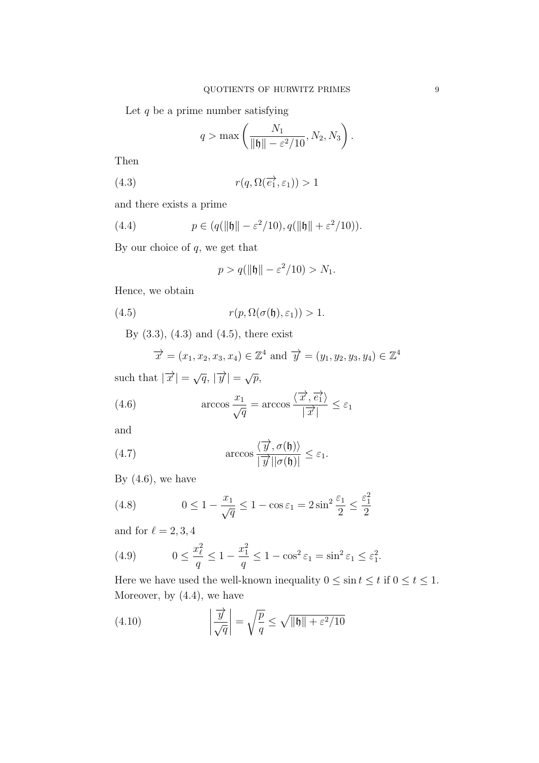Let $q$ be a prime number satisfying

$$q > \max\left(\frac{N_1}{\|\mathfrak{h}\| - \varepsilon^2/10}, N_2, N_3\right).$$

Then

$$r(q, \Omega(\overrightarrow{e_1}, \varepsilon_1)) > 1 \tag{4.3}$$

and there exists a prime

$$p \in (q(\|\mathfrak{h}\| - \varepsilon^2/10), q(\|\mathfrak{h}\| + \varepsilon^2/10)). \tag{4.4}$$

By our choice of $q$, we get that

$$p > q(\|\mathfrak{h}\| - \varepsilon^2/10) > N_1.$$

Hence, we obtain

$$r(p, \Omega(\sigma(\mathfrak{h}), \varepsilon_1)) > 1. \tag{4.5}$$

By (3.3), (4.3) and (4.5), there exist

$$\overrightarrow{x} = (x_1, x_2, x_3, x_4) \in \mathbb{Z}^4 \text{ and } \overrightarrow{y} = (y_1, y_2, y_3, y_4) \in \mathbb{Z}^4$$

such that $|\overrightarrow{x}| = \sqrt{q}$, $|\overrightarrow{y}| = \sqrt{p}$,

$$\arccos\frac{x_1}{\sqrt{q}} = \arccos\frac{\langle\overrightarrow{x}, \overrightarrow{e_1}\rangle}{|\overrightarrow{x}|} \leq \varepsilon_1 \tag{4.6}$$

and

$$\arccos\frac{\langle\overrightarrow{y}, \sigma(\mathfrak{h})\rangle}{|\overrightarrow{y}||\sigma(\mathfrak{h})|} \leq \varepsilon_1. \tag{4.7}$$

By (4.6), we have

$$0 \leq 1 - \frac{x_1}{\sqrt{q}} \leq 1 - \cos\varepsilon_1 = 2\sin^2\frac{\varepsilon_1}{2} \leq \frac{\varepsilon_1^2}{2} \tag{4.8}$$

and for $\ell = 2, 3, 4$

$$0 \leq \frac{x_\ell^2}{q} \leq 1 - \frac{x_1^2}{q} \leq 1 - \cos^2\varepsilon_1 = \sin^2\varepsilon_1 \leq \varepsilon_1^2. \tag{4.9}$$

Here we have used the well-known inequality $0 \leq \sin t \leq t$ if $0 \leq t \leq 1$. Moreover, by (4.4), we have

$$\left|\frac{\overrightarrow{y}}{\sqrt{q}}\right| = \sqrt{\frac{p}{q}} \leq \sqrt{\|\mathfrak{h}\| + \varepsilon^2/10} \tag{4.10}$$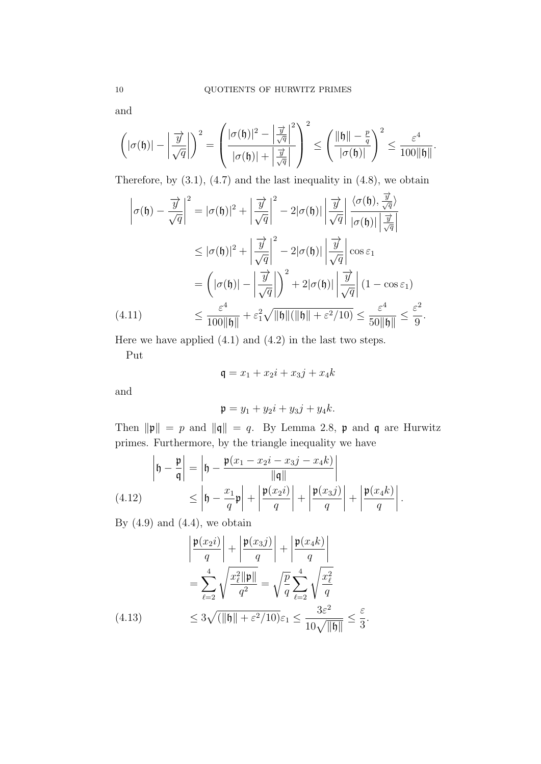and

$$\left(|\sigma(\mathfrak{h})| - \left|\frac{\overrightarrow{y}}{\sqrt{q}}\right|\right)^2 = \left(\frac{|\sigma(\mathfrak{h})|^2 - \left|\frac{\overrightarrow{y}}{\sqrt{q}}\right|^2}{|\sigma(\mathfrak{h})| + \left|\frac{\overrightarrow{y}}{\sqrt{q}}\right|}\right)^2 \leq \left(\frac{\|\mathfrak{h}\| - \frac{p}{q}}{|\sigma(\mathfrak{h})|}\right)^2 \leq \frac{\varepsilon^4}{100\|\mathfrak{h}\|}.$$

Therefore, by (3.1), (4.7) and the last inequality in (4.8), we obtain

$$\begin{aligned}
\left|\sigma(\mathfrak{h}) - \frac{\overrightarrow{y}}{\sqrt{q}}\right|^2 &= |\sigma(\mathfrak{h})|^2 + \left|\frac{\overrightarrow{y}}{\sqrt{q}}\right|^2 - 2|\sigma(\mathfrak{h})|\left|\frac{\overrightarrow{y}}{\sqrt{q}}\right| \frac{\langle \sigma(\mathfrak{h}), \frac{\overrightarrow{y}}{\sqrt{q}}\rangle}{|\sigma(\mathfrak{h})|\left|\frac{\overrightarrow{y}}{\sqrt{q}}\right|} \\
&\leq |\sigma(\mathfrak{h})|^2 + \left|\frac{\overrightarrow{y}}{\sqrt{q}}\right|^2 - 2|\sigma(\mathfrak{h})|\left|\frac{\overrightarrow{y}}{\sqrt{q}}\right| \cos\varepsilon_1 \\
&= \left(|\sigma(\mathfrak{h})| - \left|\frac{\overrightarrow{y}}{\sqrt{q}}\right|\right)^2 + 2|\sigma(\mathfrak{h})|\left|\frac{\overrightarrow{y}}{\sqrt{q}}\right|(1 - \cos\varepsilon_1) \\
&\leq \frac{\varepsilon^4}{100\|\mathfrak{h}\|} + \varepsilon_1^2\sqrt{\|\mathfrak{h}\|(\|\mathfrak{h}\| + \varepsilon^2/10)} \leq \frac{\varepsilon^4}{50\|\mathfrak{h}\|} \leq \frac{\varepsilon^2}{9}.
\end{aligned} \tag{4.11}$$

Here we have applied (4.1) and (4.2) in the last two steps.

Put

$$\mathfrak{q} = x_1 + x_2 i + x_3 j + x_4 k$$

and

$$\mathfrak{p} = y_1 + y_2 i + y_3 j + y_4 k.$$

Then $\|\mathfrak{p}\| = p$ and $\|\mathfrak{q}\| = q$. By Lemma 2.8, $\mathfrak{p}$ and $\mathfrak{q}$ are Hurwitz primes. Furthermore, by the triangle inequality we have

$$\begin{aligned}
\left|\mathfrak{h} - \frac{\mathfrak{p}}{\mathfrak{q}}\right| &= \left|\mathfrak{h} - \frac{\mathfrak{p}(x_1 - x_2 i - x_3 j - x_4 k)}{\|\mathfrak{q}\|}\right| \\
&\leq \left|\mathfrak{h} - \frac{x_1}{q}\mathfrak{p}\right| + \left|\frac{\mathfrak{p}(x_2 i)}{q}\right| + \left|\frac{\mathfrak{p}(x_3 j)}{q}\right| + \left|\frac{\mathfrak{p}(x_4 k)}{q}\right|.
\end{aligned} \tag{4.12}$$

By (4.9) and (4.4), we obtain

$$\begin{aligned}
&\left|\frac{\mathfrak{p}(x_2 i)}{q}\right| + \left|\frac{\mathfrak{p}(x_3 j)}{q}\right| + \left|\frac{\mathfrak{p}(x_4 k)}{q}\right| \\
&= \sum_{\ell=2}^{4}\sqrt{\frac{x_\ell^2\|\mathfrak{p}\|}{q^2}} = \sqrt{\frac{p}{q}}\sum_{\ell=2}^{4}\sqrt{\frac{x_\ell^2}{q}} \\
&\leq 3\sqrt{(\|\mathfrak{h}\| + \varepsilon^2/10)}\varepsilon_1 \leq \frac{3\varepsilon^2}{10\sqrt{\|\mathfrak{h}\|}} \leq \frac{\varepsilon}{3}.
\end{aligned} \tag{4.13}$$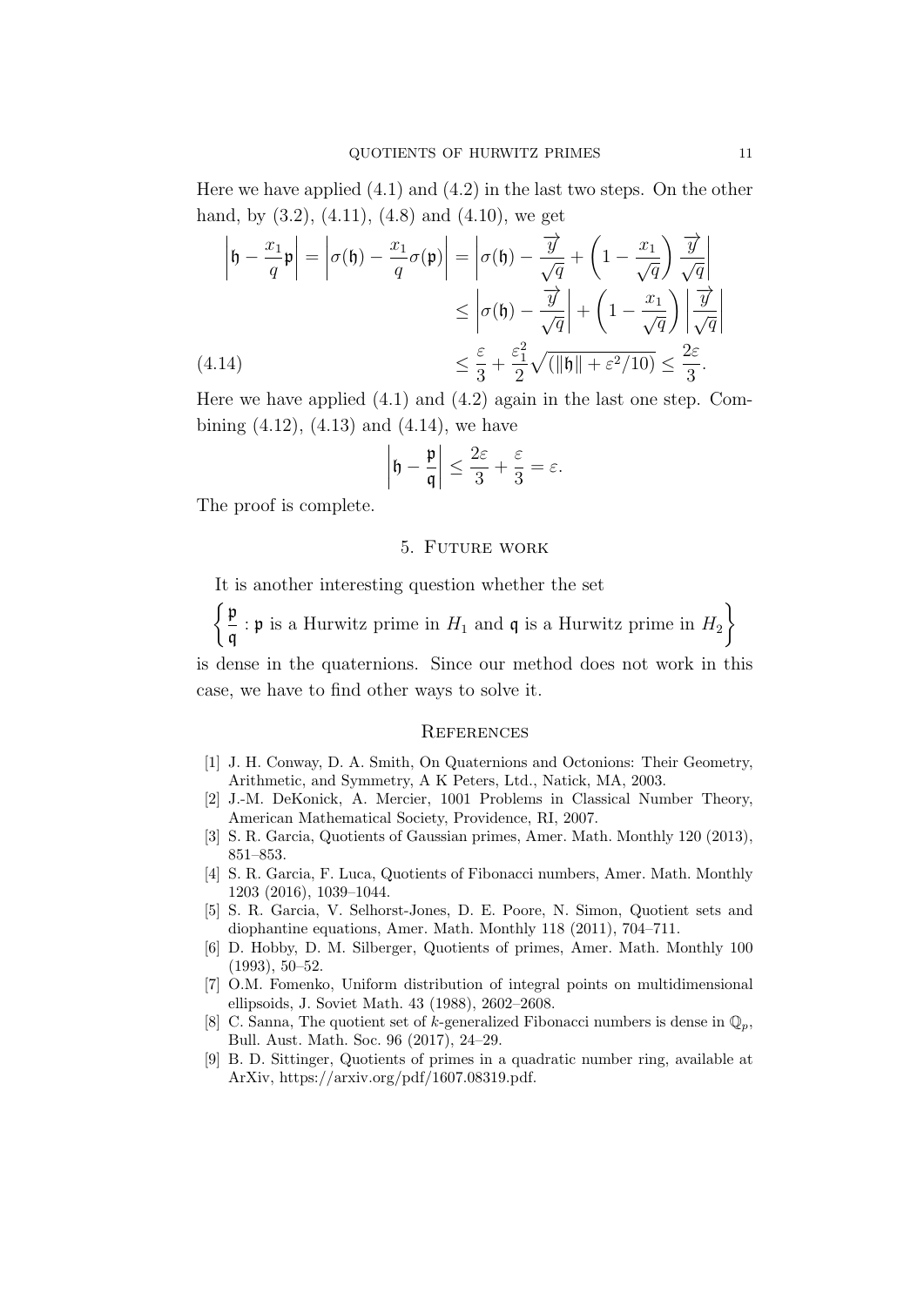Here we have applied (4.1) and (4.2) in the last two steps. On the other hand, by (3.2), (4.11), (4.8) and (4.10), we get

$$
\begin{aligned}
\left|\mathfrak{h} - \frac{x_1}{q}\mathfrak{p}\right| = \left|\sigma(\mathfrak{h}) - \frac{x_1}{q}\sigma(\mathfrak{p})\right| &= \left|\sigma(\mathfrak{h}) - \frac{\overrightarrow{y}}{\sqrt{q}} + \left(1 - \frac{x_1}{\sqrt{q}}\right)\frac{\overrightarrow{y}}{\sqrt{q}}\right| \\
&\leq \left|\sigma(\mathfrak{h}) - \frac{\overrightarrow{y}}{\sqrt{q}}\right| + \left(1 - \frac{x_1}{\sqrt{q}}\right)\left|\frac{\overrightarrow{y}}{\sqrt{q}}\right| \\
&\leq \frac{\varepsilon}{3} + \frac{\varepsilon_1^2}{2}\sqrt{(\|\mathfrak{h}\| + \varepsilon^2/10)} \leq \frac{2\varepsilon}{3}.
\end{aligned}
\tag{4.14}
$$

Here we have applied (4.1) and (4.2) again in the last one step. Combining (4.12), (4.13) and (4.14), we have

$$
\left|\mathfrak{h} - \frac{\mathfrak{p}}{\mathfrak{q}}\right| \leq \frac{2\varepsilon}{3} + \frac{\varepsilon}{3} = \varepsilon.
$$

The proof is complete.

## 5. Future work

It is another interesting question whether the set

$$
\left\{\frac{\mathfrak{p}}{\mathfrak{q}} : \mathfrak{p} \text{ is a Hurwitz prime in } H_1 \text{ and } \mathfrak{q} \text{ is a Hurwitz prime in } H_2\right\}
$$

is dense in the quaternions. Since our method does not work in this case, we have to find other ways to solve it.

## References

[1] J. H. Conway, D. A. Smith, On Quaternions and Octonions: Their Geometry, Arithmetic, and Symmetry, A K Peters, Ltd., Natick, MA, 2003.

[2] J.-M. DeKonick, A. Mercier, 1001 Problems in Classical Number Theory, American Mathematical Society, Providence, RI, 2007.

[3] S. R. Garcia, Quotients of Gaussian primes, Amer. Math. Monthly 120 (2013), 851–853.

[4] S. R. Garcia, F. Luca, Quotients of Fibonacci numbers, Amer. Math. Monthly 1203 (2016), 1039–1044.

[5] S. R. Garcia, V. Selhorst-Jones, D. E. Poore, N. Simon, Quotient sets and diophantine equations, Amer. Math. Monthly 118 (2011), 704–711.

[6] D. Hobby, D. M. Silberger, Quotients of primes, Amer. Math. Monthly 100 (1993), 50–52.

[7] O.M. Fomenko, Uniform distribution of integral points on multidimensional ellipsoids, J. Soviet Math. 43 (1988), 2602–2608.

[8] C. Sanna, The quotient set of $k$-generalized Fibonacci numbers is dense in $\mathbb{Q}_p$, Bull. Aust. Math. Soc. 96 (2017), 24–29.

[9] B. D. Sittinger, Quotients of primes in a quadratic number ring, available at ArXiv, https://arxiv.org/pdf/1607.08319.pdf.